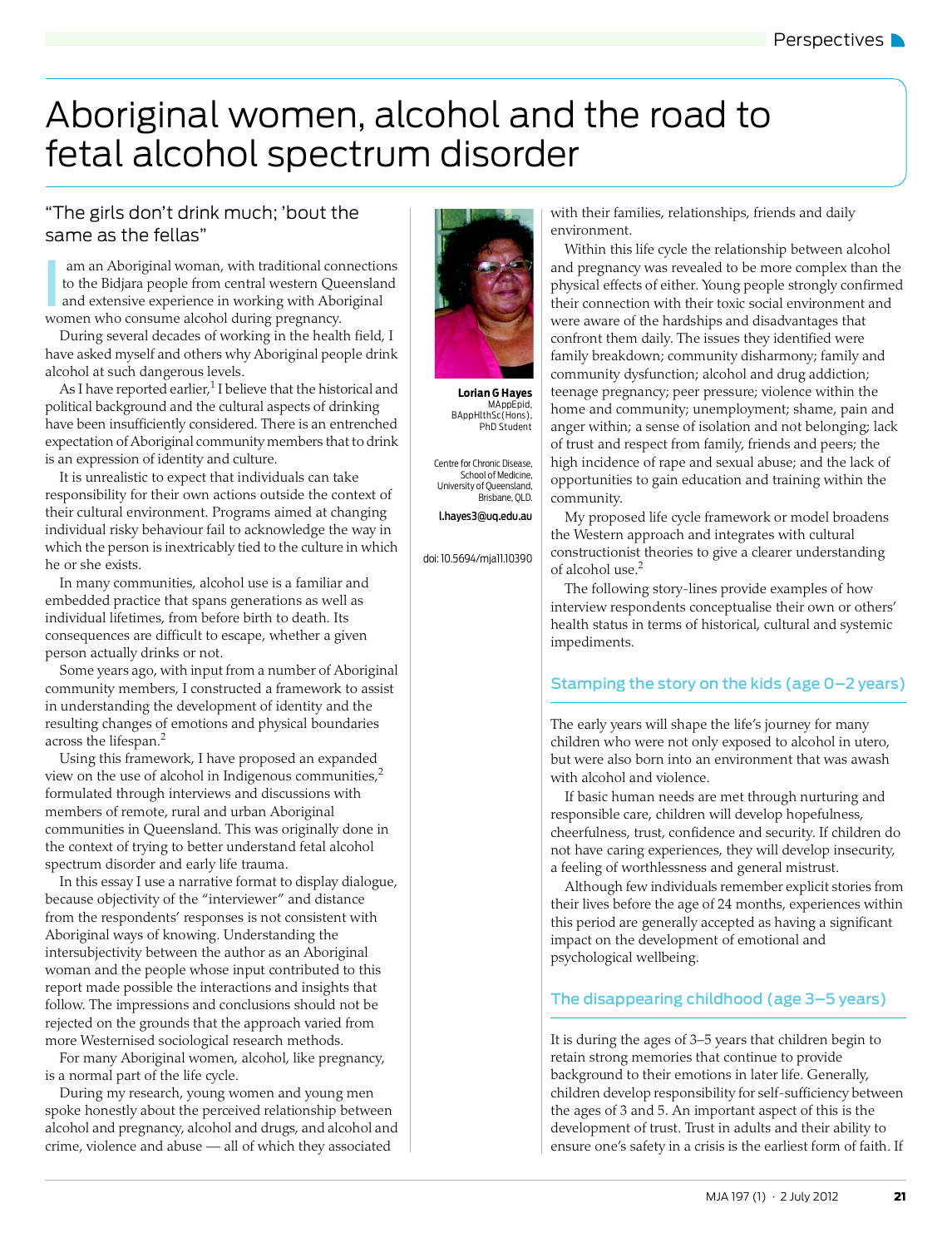# Aboriginal women, alcohol and the road to fetal alcohol spectrum disorder

## "The girls don't drink much; 'bout the same as the fellas"

**Lorian G Hayes**
MAppEpid, BAppHlthSc(Hons), PhD Student

Centre for Chronic Disease, School of Medicine, University of Queensland, Brisbane, QLD.

l.hayes3@uq.edu.au

doi: 10.5694/mja11.10390

I am an Aboriginal woman, with traditional connections to the Bidjara people from central western Queensland and extensive experience in working with Aboriginal women who consume alcohol during pregnancy.

During several decades of working in the health field, I have asked myself and others why Aboriginal people drink alcohol at such dangerous levels.

As I have reported earlier,[1] I believe that the historical and political background and the cultural aspects of drinking have been insufficiently considered. There is an entrenched expectation of Aboriginal community members that to drink is an expression of identity and culture.

It is unrealistic to expect that individuals can take responsibility for their own actions outside the context of their cultural environment. Programs aimed at changing individual risky behaviour fail to acknowledge the way in which the person is inextricably tied to the culture in which he or she exists.

In many communities, alcohol use is a familiar and embedded practice that spans generations as well as individual lifetimes, from before birth to death. Its consequences are difficult to escape, whether a given person actually drinks or not.

Some years ago, with input from a number of Aboriginal community members, I constructed a framework to assist in understanding the development of identity and the resulting changes of emotions and physical boundaries across the lifespan.[2]

Using this framework, I have proposed an expanded view on the use of alcohol in Indigenous communities,[2] formulated through interviews and discussions with members of remote, rural and urban Aboriginal communities in Queensland. This was originally done in the context of trying to better understand fetal alcohol spectrum disorder and early life trauma.

In this essay I use a narrative format to display dialogue, because objectivity of the "interviewer" and distance from the respondents' responses is not consistent with Aboriginal ways of knowing. Understanding the intersubjectivity between the author as an Aboriginal woman and the people whose input contributed to this report made possible the interactions and insights that follow. The impressions and conclusions should not be rejected on the grounds that the approach varied from more Westernised sociological research methods.

For many Aboriginal women, alcohol, like pregnancy, is a normal part of the life cycle.

During my research, young women and young men spoke honestly about the perceived relationship between alcohol and pregnancy, alcohol and drugs, and alcohol and crime, violence and abuse — all of which they associated with their families, relationships, friends and daily environment.

Within this life cycle the relationship between alcohol and pregnancy was revealed to be more complex than the physical effects of either. Young people strongly confirmed their connection with their toxic social environment and were aware of the hardships and disadvantages that confront them daily. The issues they identified were family breakdown; community disharmony; family and community dysfunction; alcohol and drug addiction; teenage pregnancy; peer pressure; violence within the home and community; unemployment; shame, pain and anger within; a sense of isolation and not belonging; lack of trust and respect from family, friends and peers; the high incidence of rape and sexual abuse; and the lack of opportunities to gain education and training within the community.

My proposed life cycle framework or model broadens the Western approach and integrates with cultural constructionist theories to give a clearer understanding of alcohol use.[2]

The following story-lines provide examples of how interview respondents conceptualise their own or others' health status in terms of historical, cultural and systemic impediments.

### Stamping the story on the kids (age 0–2 years)

The early years will shape the life's journey for many children who were not only exposed to alcohol in utero, but were also born into an environment that was awash with alcohol and violence.

If basic human needs are met through nurturing and responsible care, children will develop hopefulness, cheerfulness, trust, confidence and security. If children do not have caring experiences, they will develop insecurity, a feeling of worthlessness and general mistrust.

Although few individuals remember explicit stories from their lives before the age of 24 months, experiences within this period are generally accepted as having a significant impact on the development of emotional and psychological wellbeing.

### The disappearing childhood (age 3–5 years)

It is during the ages of 3–5 years that children begin to retain strong memories that continue to provide background to their emotions in later life. Generally, children develop responsibility for self-sufficiency between the ages of 3 and 5. An important aspect of this is the development of trust. Trust in adults and their ability to ensure one's safety in a crisis is the earliest form of faith. If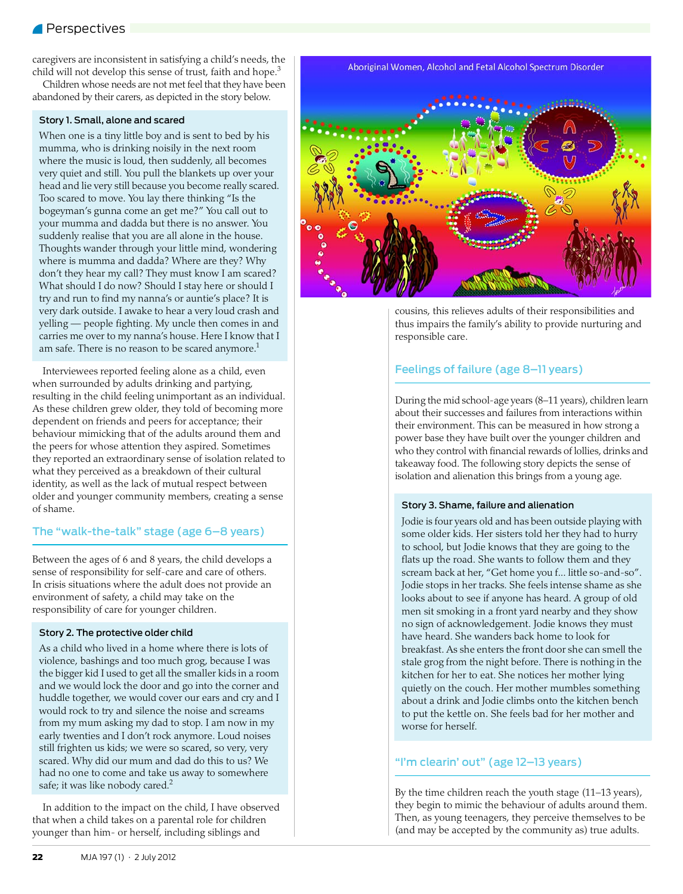caregivers are inconsistent in satisfying a child's needs, the child will not develop this sense of trust, faith and hope.[3]

Children whose needs are not met feel that they have been abandoned by their carers, as depicted in the story below.

**Story 1. Small, alone and scared**

When one is a tiny little boy and is sent to bed by his mumma, who is drinking noisily in the next room where the music is loud, then suddenly, all becomes very quiet and still. You pull the blankets up over your head and lie very still because you become really scared. Too scared to move. You lay there thinking "Is the bogeyman's gunna come an get me?" You call out to your mumma and dadda but there is no answer. You suddenly realise that you are all alone in the house. Thoughts wander through your little mind, wondering where is mumma and dadda? Where are they? Why don't they hear my call? They must know I am scared? What should I do now? Should I stay here or should I try and run to find my nanna's or auntie's place? It is very dark outside. I awake to hear a very loud crash and yelling — people fighting. My uncle then comes in and carries me over to my nanna's house. Here I know that I am safe. There is no reason to be scared anymore.[1]

Interviewees reported feeling alone as a child, even when surrounded by adults drinking and partying, resulting in the child feeling unimportant as an individual. As these children grew older, they told of becoming more dependent on friends and peers for acceptance; their behaviour mimicking that of the adults around them and the peers for whose attention they aspired. Sometimes they reported an extraordinary sense of isolation related to what they perceived as a breakdown of their cultural identity, as well as the lack of mutual respect between older and younger community members, creating a sense of shame.

## The "walk-the-talk" stage (age 6–8 years)

Between the ages of 6 and 8 years, the child develops a sense of responsibility for self-care and care of others. In crisis situations where the adult does not provide an environment of safety, a child may take on the responsibility of care for younger children.

**Story 2. The protective older child**

As a child who lived in a home where there is lots of violence, bashings and too much grog, because I was the bigger kid I used to get all the smaller kids in a room and we would lock the door and go into the corner and huddle together, we would cover our ears and cry and I would rock to try and silence the noise and screams from my mum asking my dad to stop. I am now in my early twenties and I don't rock anymore. Loud noises still frighten us kids; we were so scared, so very, very scared. Why did our mum and dad do this to us? We had no one to come and take us away to somewhere safe; it was like nobody cared.[2]

In addition to the impact on the child, I have observed that when a child takes on a parental role for children younger than him- or herself, including siblings and cousins, this relieves adults of their responsibilities and thus impairs the family's ability to provide nurturing and responsible care.

Aboriginal Women, Alcohol and Fetal Alcohol Spectrum Disorder

## Feelings of failure (age 8–11 years)

During the mid school-age years (8–11 years), children learn about their successes and failures from interactions within their environment. This can be measured in how strong a power base they have built over the younger children and who they control with financial rewards of lollies, drinks and takeaway food. The following story depicts the sense of isolation and alienation this brings from a young age.

**Story 3. Shame, failure and alienation**

Jodie is four years old and has been outside playing with some older kids. Her sisters told her they had to hurry to school, but Jodie knows that they are going to the flats up the road. She wants to follow them and they scream back at her, "Get home you f... little so-and-so". Jodie stops in her tracks. She feels intense shame as she looks about to see if anyone has heard. A group of old men sit smoking in a front yard nearby and they show no sign of acknowledgement. Jodie knows they must have heard. She wanders back home to look for breakfast. As she enters the front door she can smell the stale grog from the night before. There is nothing in the kitchen for her to eat. She notices her mother lying quietly on the couch. Her mother mumbles something about a drink and Jodie climbs onto the kitchen bench to put the kettle on. She feels bad for her mother and worse for herself.

## "I'm clearin' out" (age 12–13 years)

By the time children reach the youth stage (11–13 years), they begin to mimic the behaviour of adults around them. Then, as young teenagers, they perceive themselves to be (and may be accepted by the community as) true adults.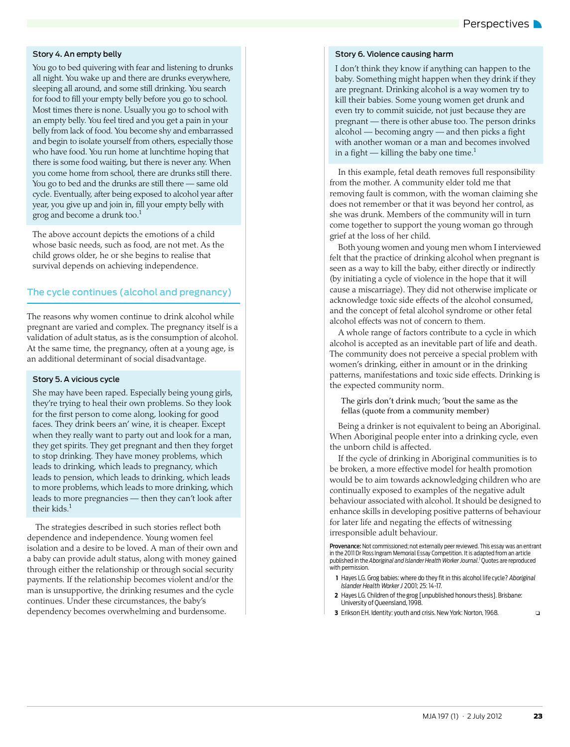### Story 4. An empty belly

You go to bed quivering with fear and listening to drunks all night. You wake up and there are drunks everywhere, sleeping all around, and some still drinking. You search for food to fill your empty belly before you go to school. Most times there is none. Usually you go to school with an empty belly. You feel tired and you get a pain in your belly from lack of food. You become shy and embarrassed and begin to isolate yourself from others, especially those who have food. You run home at lunchtime hoping that there is some food waiting, but there is never any. When you come home from school, there are drunks still there. You go to bed and the drunks are still there — same old cycle. Eventually, after being exposed to alcohol year after year, you give up and join in, fill your empty belly with grog and become a drunk too.[1]

The above account depicts the emotions of a child whose basic needs, such as food, are not met. As the child grows older, he or she begins to realise that survival depends on achieving independence.

## The cycle continues (alcohol and pregnancy)

The reasons why women continue to drink alcohol while pregnant are varied and complex. The pregnancy itself is a validation of adult status, as is the consumption of alcohol. At the same time, the pregnancy, often at a young age, is an additional determinant of social disadvantage.

### Story 5. A vicious cycle

She may have been raped. Especially being young girls, they're trying to heal their own problems. So they look for the first person to come along, looking for good faces. They drink beers an' wine, it is cheaper. Except when they really want to party out and look for a man, they get spirits. They get pregnant and then they forget to stop drinking. They have money problems, which leads to drinking, which leads to pregnancy, which leads to pension, which leads to drinking, which leads to more problems, which leads to more drinking, which leads to more pregnancies — then they can't look after their kids.[1]

The strategies described in such stories reflect both dependence and independence. Young women feel isolation and a desire to be loved. A man of their own and a baby can provide adult status, along with money gained through either the relationship or through social security payments. If the relationship becomes violent and/or the man is unsupportive, the drinking resumes and the cycle continues. Under these circumstances, the baby's dependency becomes overwhelming and burdensome.

### Story 6. Violence causing harm

I don't think they know if anything can happen to the baby. Something might happen when they drink if they are pregnant. Drinking alcohol is a way women try to kill their babies. Some young women get drunk and even try to commit suicide, not just because they are pregnant — there is other abuse too. The person drinks alcohol — becoming angry — and then picks a fight with another woman or a man and becomes involved in a fight — killing the baby one time.[1]

In this example, fetal death removes full responsibility from the mother. A community elder told me that removing fault is common, with the woman claiming she does not remember or that it was beyond her control, as she was drunk. Members of the community will in turn come together to support the young woman go through grief at the loss of her child.

Both young women and young men whom I interviewed felt that the practice of drinking alcohol when pregnant is seen as a way to kill the baby, either directly or indirectly (by initiating a cycle of violence in the hope that it will cause a miscarriage). They did not otherwise implicate or acknowledge toxic side effects of the alcohol consumed, and the concept of fetal alcohol syndrome or other fetal alcohol effects was not of concern to them.

A whole range of factors contribute to a cycle in which alcohol is accepted as an inevitable part of life and death. The community does not perceive a special problem with women's drinking, either in amount or in the drinking patterns, manifestations and toxic side effects. Drinking is the expected community norm.

> The girls don't drink much; 'bout the same as the fellas (quote from a community member)

Being a drinker is not equivalent to being an Aboriginal. When Aboriginal people enter into a drinking cycle, even the unborn child is affected.

If the cycle of drinking in Aboriginal communities is to be broken, a more effective model for health promotion would be to aim towards acknowledging children who are continually exposed to examples of the negative adult behaviour associated with alcohol. It should be designed to enhance skills in developing positive patterns of behaviour for later life and negating the effects of witnessing irresponsible adult behaviour.

**Provenance:** Not commissioned; not externally peer reviewed. This essay was an entrant in the 2011 Dr Ross Ingram Memorial Essay Competition. It is adapted from an article published in the *Aboriginal and Islander Health Worker Journal*.[1] Quotes are reproduced with permission.

1. Hayes LG. Grog babies: where do they fit in this alcohol life cycle? *Aboriginal Islander Health Worker J* 2001; 25: 14-17.
2. Hayes LG. Children of the grog [unpublished honours thesis]. Brisbane: University of Queensland, 1998.
3. Erikson EH. Identity: youth and crisis. New York: Norton, 1968.